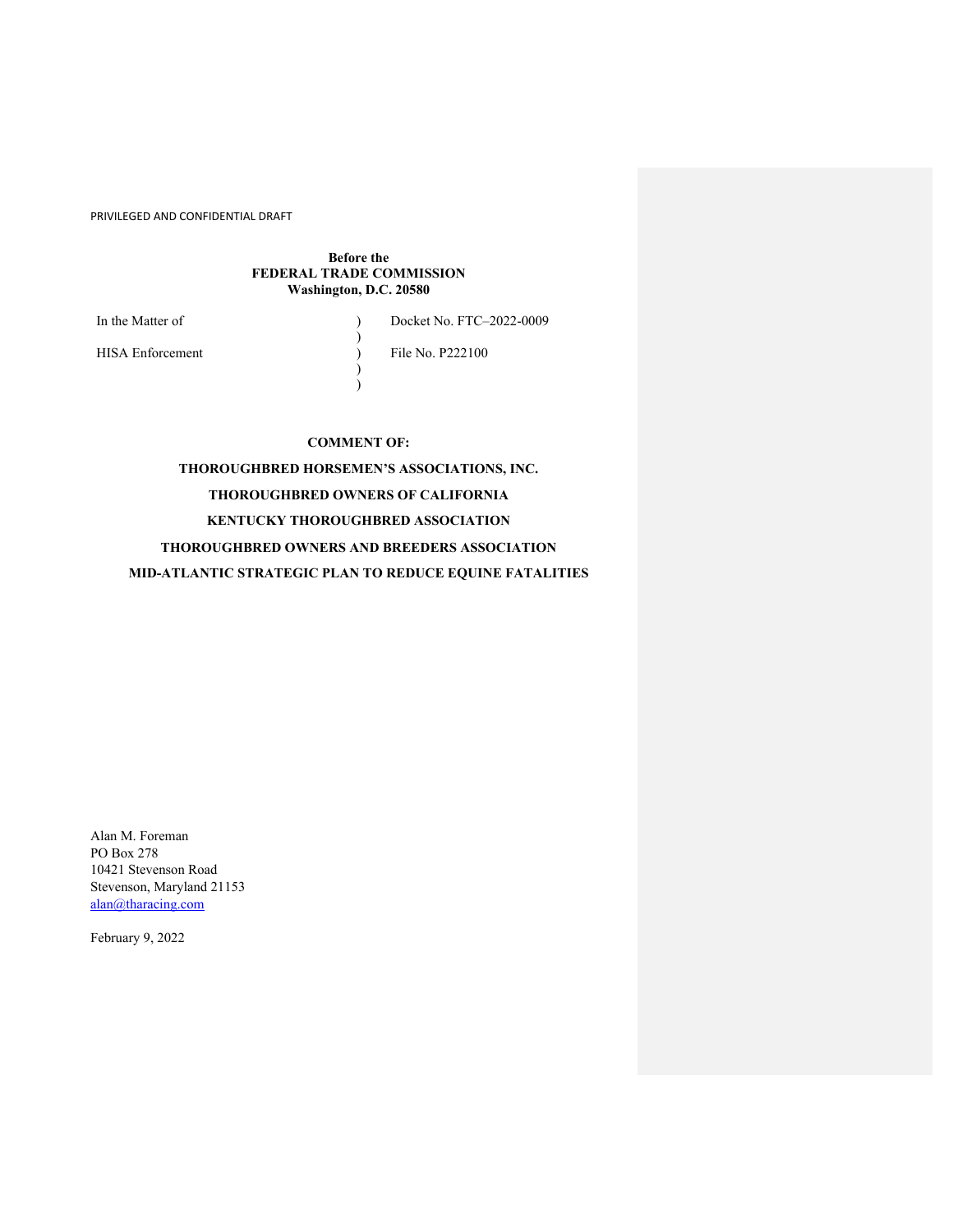PRIVILEGED AND CONFIDENTIAL DRAFT

**Before the**
**FEDERAL TRADE COMMISSION**
**Washington, D.C. 20580**

| In the Matter of | ) | Docket No. FTC–2022-0009 |
|---|---|---|
| | ) | |
| HISA Enforcement | ) | File No. P222100 |
| | ) | |
| | ) | |

**COMMENT OF:**

**THOROUGHBRED HORSEMEN'S ASSOCIATIONS, INC.**

**THOROUGHBRED OWNERS OF CALIFORNIA**

**KENTUCKY THOROUGHBRED ASSOCIATION**

**THOROUGHBRED OWNERS AND BREEDERS ASSOCIATION**

**MID-ATLANTIC STRATEGIC PLAN TO REDUCE EQUINE FATALITIES**

Alan M. Foreman
PO Box 278
10421 Stevenson Road
Stevenson, Maryland 21153
alan@tharacing.com

February 9, 2022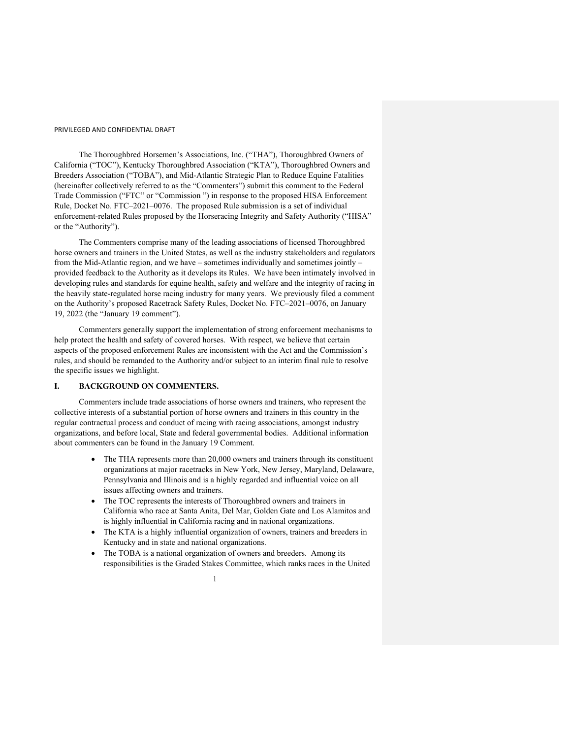The Thoroughbred Horsemen's Associations, Inc. ("THA"), Thoroughbred Owners of California ("TOC"), Kentucky Thoroughbred Association ("KTA"), Thoroughbred Owners and Breeders Association ("TOBA"), and Mid-Atlantic Strategic Plan to Reduce Equine Fatalities (hereinafter collectively referred to as the "Commenters") submit this comment to the Federal Trade Commission ("FTC" or "Commission ") in response to the proposed HISA Enforcement Rule, Docket No. FTC–2021–0076. The proposed Rule submission is a set of individual enforcement-related Rules proposed by the Horseracing Integrity and Safety Authority ("HISA" or the "Authority").

The Commenters comprise many of the leading associations of licensed Thoroughbred horse owners and trainers in the United States, as well as the industry stakeholders and regulators from the Mid-Atlantic region, and we have – sometimes individually and sometimes jointly – provided feedback to the Authority as it develops its Rules. We have been intimately involved in developing rules and standards for equine health, safety and welfare and the integrity of racing in the heavily state-regulated horse racing industry for many years. We previously filed a comment on the Authority's proposed Racetrack Safety Rules, Docket No. FTC–2021–0076, on January 19, 2022 (the "January 19 comment").

Commenters generally support the implementation of strong enforcement mechanisms to help protect the health and safety of covered horses. With respect, we believe that certain aspects of the proposed enforcement Rules are inconsistent with the Act and the Commission's rules, and should be remanded to the Authority and/or subject to an interim final rule to resolve the specific issues we highlight.

## I. BACKGROUND ON COMMENTERS.

Commenters include trade associations of horse owners and trainers, who represent the collective interests of a substantial portion of horse owners and trainers in this country in the regular contractual process and conduct of racing with racing associations, amongst industry organizations, and before local, State and federal governmental bodies. Additional information about commenters can be found in the January 19 Comment.

- The THA represents more than 20,000 owners and trainers through its constituent organizations at major racetracks in New York, New Jersey, Maryland, Delaware, Pennsylvania and Illinois and is a highly regarded and influential voice on all issues affecting owners and trainers.
- The TOC represents the interests of Thoroughbred owners and trainers in California who race at Santa Anita, Del Mar, Golden Gate and Los Alamitos and is highly influential in California racing and in national organizations.
- The KTA is a highly influential organization of owners, trainers and breeders in Kentucky and in state and national organizations.
- The TOBA is a national organization of owners and breeders. Among its responsibilities is the Graded Stakes Committee, which ranks races in the United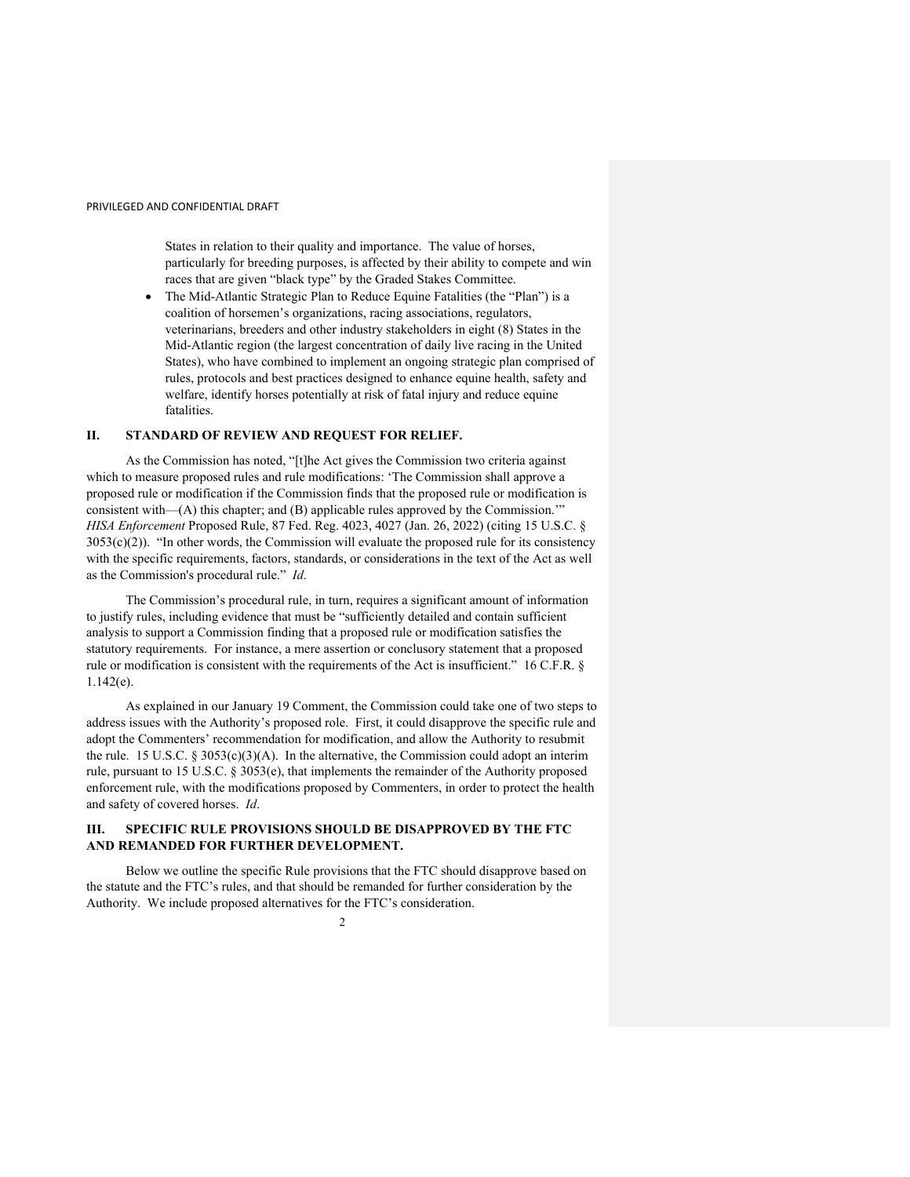States in relation to their quality and importance. The value of horses, particularly for breeding purposes, is affected by their ability to compete and win races that are given "black type" by the Graded Stakes Committee.

- The Mid-Atlantic Strategic Plan to Reduce Equine Fatalities (the "Plan") is a coalition of horsemen's organizations, racing associations, regulators, veterinarians, breeders and other industry stakeholders in eight (8) States in the Mid-Atlantic region (the largest concentration of daily live racing in the United States), who have combined to implement an ongoing strategic plan comprised of rules, protocols and best practices designed to enhance equine health, safety and welfare, identify horses potentially at risk of fatal injury and reduce equine fatalities.

## II. STANDARD OF REVIEW AND REQUEST FOR RELIEF.

As the Commission has noted, "[t]he Act gives the Commission two criteria against which to measure proposed rules and rule modifications: 'The Commission shall approve a proposed rule or modification if the Commission finds that the proposed rule or modification is consistent with—(A) this chapter; and (B) applicable rules approved by the Commission.'" *HISA Enforcement* Proposed Rule, 87 Fed. Reg. 4023, 4027 (Jan. 26, 2022) (citing 15 U.S.C. § 3053(c)(2)). "In other words, the Commission will evaluate the proposed rule for its consistency with the specific requirements, factors, standards, or considerations in the text of the Act as well as the Commission's procedural rule." *Id*.

The Commission's procedural rule, in turn, requires a significant amount of information to justify rules, including evidence that must be "sufficiently detailed and contain sufficient analysis to support a Commission finding that a proposed rule or modification satisfies the statutory requirements. For instance, a mere assertion or conclusory statement that a proposed rule or modification is consistent with the requirements of the Act is insufficient." 16 C.F.R. § 1.142(e).

As explained in our January 19 Comment, the Commission could take one of two steps to address issues with the Authority's proposed role. First, it could disapprove the specific rule and adopt the Commenters' recommendation for modification, and allow the Authority to resubmit the rule. 15 U.S.C. § 3053(c)(3)(A). In the alternative, the Commission could adopt an interim rule, pursuant to 15 U.S.C. § 3053(e), that implements the remainder of the Authority proposed enforcement rule, with the modifications proposed by Commenters, in order to protect the health and safety of covered horses. *Id*.

## III. SPECIFIC RULE PROVISIONS SHOULD BE DISAPPROVED BY THE FTC AND REMANDED FOR FURTHER DEVELOPMENT.

Below we outline the specific Rule provisions that the FTC should disapprove based on the statute and the FTC's rules, and that should be remanded for further consideration by the Authority. We include proposed alternatives for the FTC's consideration.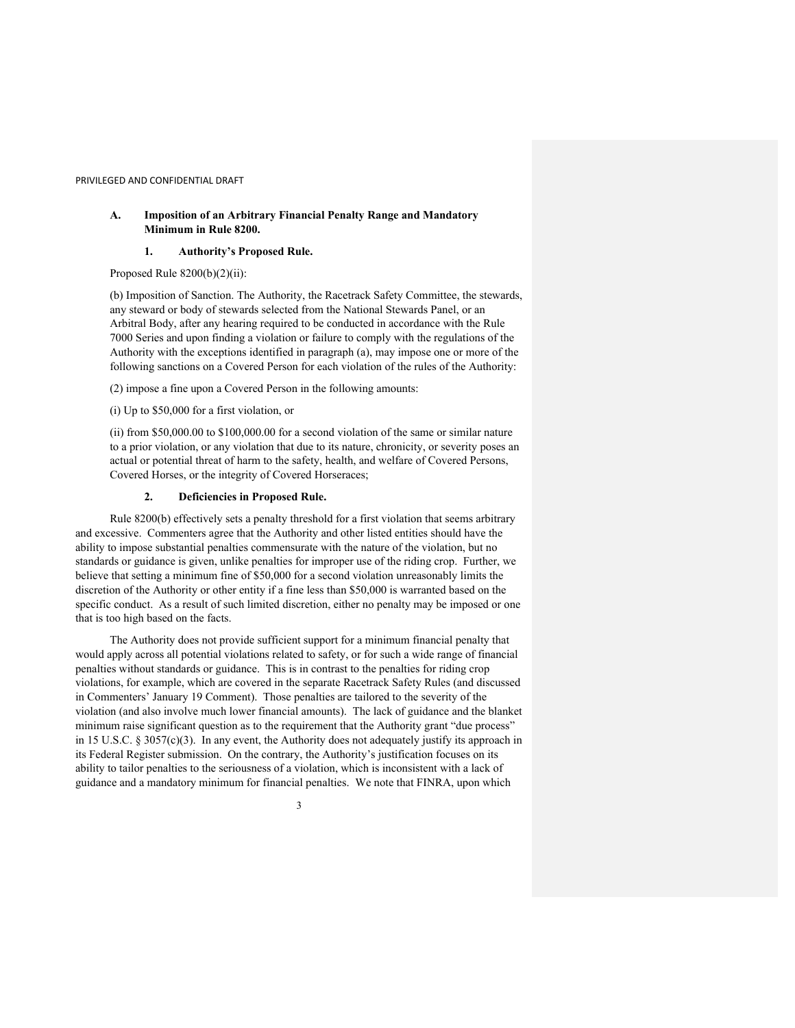### A. Imposition of an Arbitrary Financial Penalty Range and Mandatory Minimum in Rule 8200.

#### 1. Authority's Proposed Rule.

Proposed Rule 8200(b)(2)(ii):

(b) Imposition of Sanction. The Authority, the Racetrack Safety Committee, the stewards, any steward or body of stewards selected from the National Stewards Panel, or an Arbitral Body, after any hearing required to be conducted in accordance with the Rule 7000 Series and upon finding a violation or failure to comply with the regulations of the Authority with the exceptions identified in paragraph (a), may impose one or more of the following sanctions on a Covered Person for each violation of the rules of the Authority:

(2) impose a fine upon a Covered Person in the following amounts:

(i) Up to $50,000 for a first violation, or

(ii) from $50,000.00 to $100,000.00 for a second violation of the same or similar nature to a prior violation, or any violation that due to its nature, chronicity, or severity poses an actual or potential threat of harm to the safety, health, and welfare of Covered Persons, Covered Horses, or the integrity of Covered Horseraces;

#### 2. Deficiencies in Proposed Rule.

Rule 8200(b) effectively sets a penalty threshold for a first violation that seems arbitrary and excessive. Commenters agree that the Authority and other listed entities should have the ability to impose substantial penalties commensurate with the nature of the violation, but no standards or guidance is given, unlike penalties for improper use of the riding crop. Further, we believe that setting a minimum fine of $50,000 for a second violation unreasonably limits the discretion of the Authority or other entity if a fine less than $50,000 is warranted based on the specific conduct. As a result of such limited discretion, either no penalty may be imposed or one that is too high based on the facts.

The Authority does not provide sufficient support for a minimum financial penalty that would apply across all potential violations related to safety, or for such a wide range of financial penalties without standards or guidance. This is in contrast to the penalties for riding crop violations, for example, which are covered in the separate Racetrack Safety Rules (and discussed in Commenters' January 19 Comment). Those penalties are tailored to the severity of the violation (and also involve much lower financial amounts). The lack of guidance and the blanket minimum raise significant question as to the requirement that the Authority grant "due process" in 15 U.S.C. § 3057(c)(3). In any event, the Authority does not adequately justify its approach in its Federal Register submission. On the contrary, the Authority's justification focuses on its ability to tailor penalties to the seriousness of a violation, which is inconsistent with a lack of guidance and a mandatory minimum for financial penalties. We note that FINRA, upon which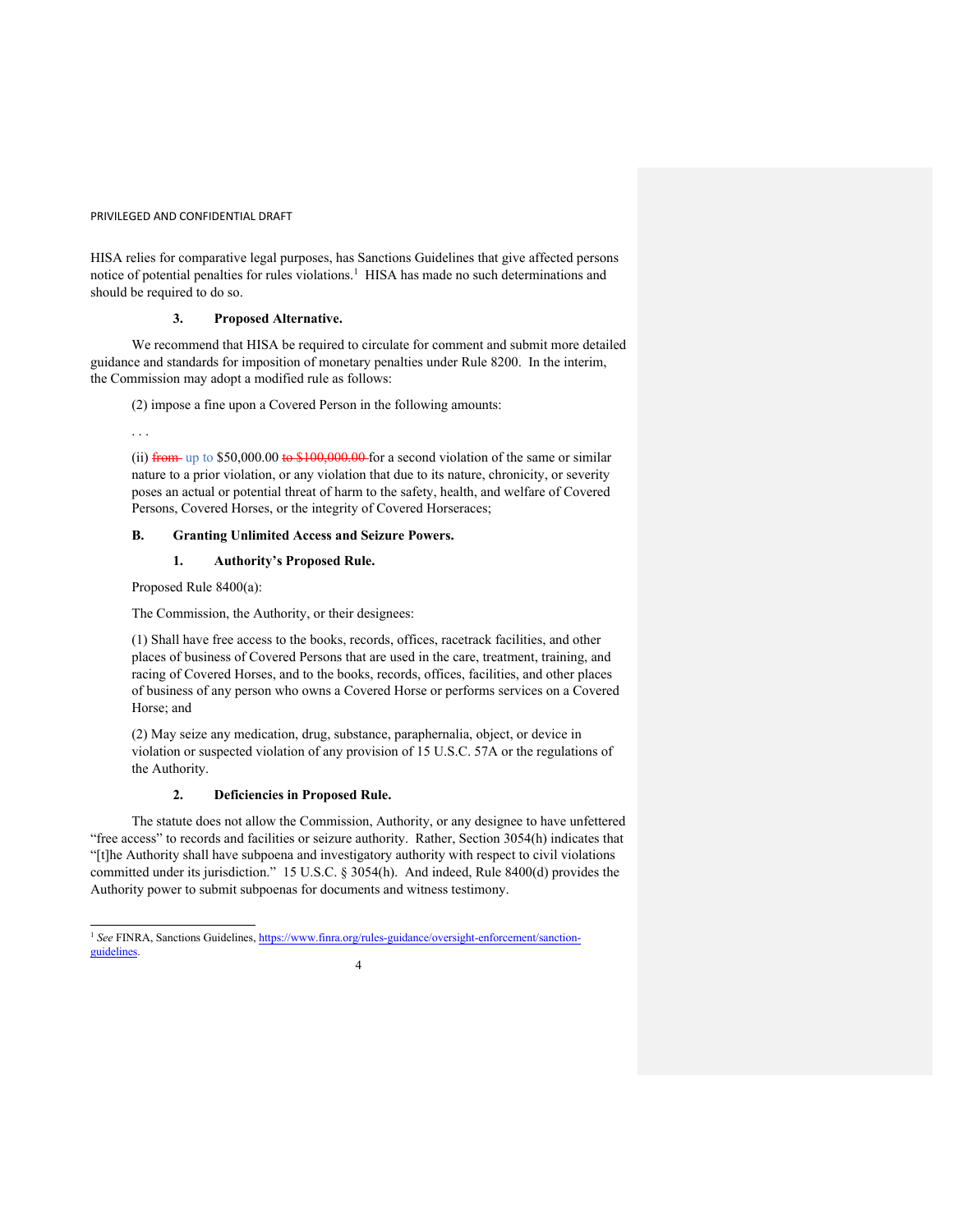HISA relies for comparative legal purposes, has Sanctions Guidelines that give affected persons notice of potential penalties for rules violations.[1] HISA has made no such determinations and should be required to do so.

### 3. Proposed Alternative.

We recommend that HISA be required to circulate for comment and submit more detailed guidance and standards for imposition of monetary penalties under Rule 8200. In the interim, the Commission may adopt a modified rule as follows:

> (2) impose a fine upon a Covered Person in the following amounts:
>
> . . .
>
> (ii) ~~from~~ up to $50,000.00 ~~to $100,000.00~~ for a second violation of the same or similar nature to a prior violation, or any violation that due to its nature, chronicity, or severity poses an actual or potential threat of harm to the safety, health, and welfare of Covered Persons, Covered Horses, or the integrity of Covered Horseraces;

## B. Granting Unlimited Access and Seizure Powers.

### 1. Authority's Proposed Rule.

Proposed Rule 8400(a):

> The Commission, the Authority, or their designees:
>
> (1) Shall have free access to the books, records, offices, racetrack facilities, and other places of business of Covered Persons that are used in the care, treatment, training, and racing of Covered Horses, and to the books, records, offices, facilities, and other places of business of any person who owns a Covered Horse or performs services on a Covered Horse; and
>
> (2) May seize any medication, drug, substance, paraphernalia, object, or device in violation or suspected violation of any provision of 15 U.S.C. 57A or the regulations of the Authority.

### 2. Deficiencies in Proposed Rule.

The statute does not allow the Commission, Authority, or any designee to have unfettered "free access" to records and facilities or seizure authority. Rather, Section 3054(h) indicates that "[t]he Authority shall have subpoena and investigatory authority with respect to civil violations committed under its jurisdiction." 15 U.S.C. § 3054(h). And indeed, Rule 8400(d) provides the Authority power to submit subpoenas for documents and witness testimony.

---

[1] *See* FINRA, Sanctions Guidelines, https://www.finra.org/rules-guidance/oversight-enforcement/sanction-guidelines.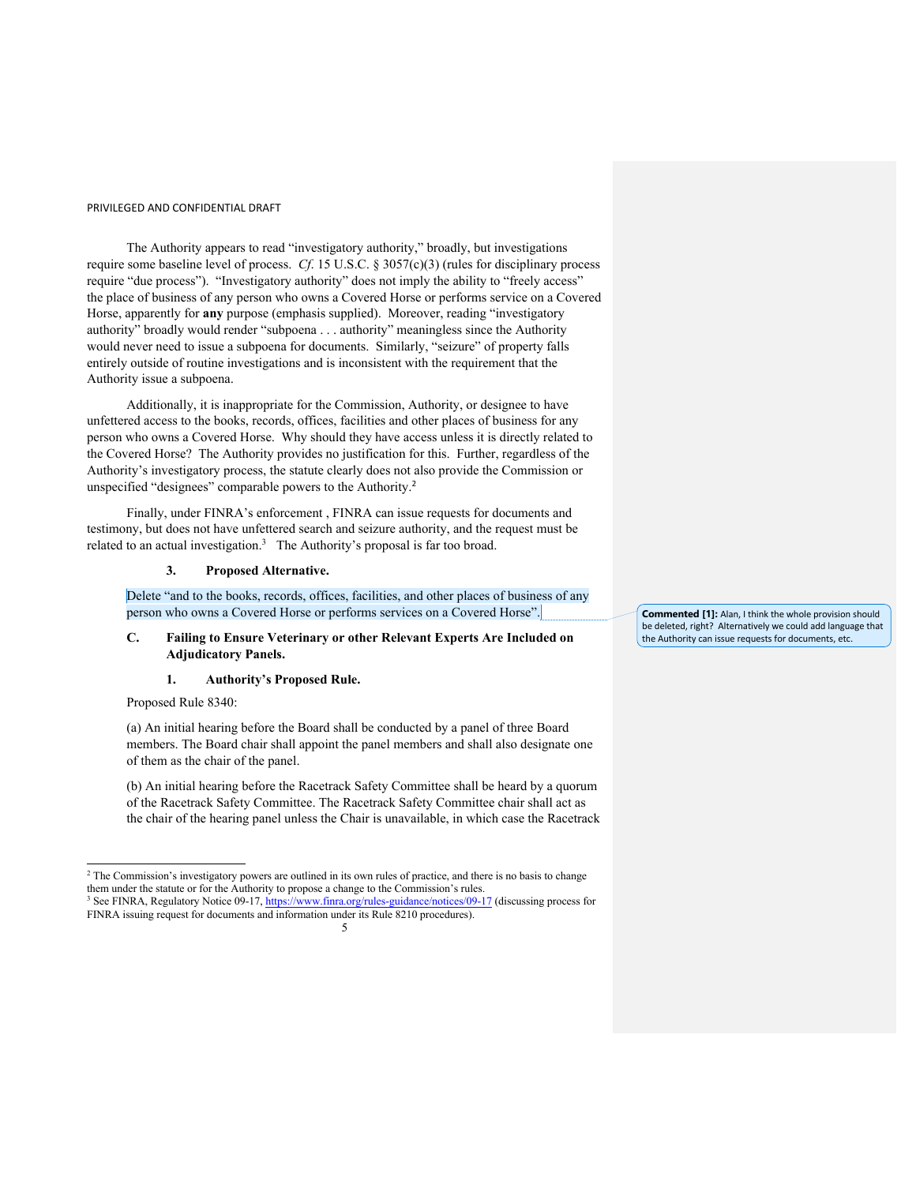The Authority appears to read "investigatory authority," broadly, but investigations require some baseline level of process. *Cf.* 15 U.S.C. § 3057(c)(3) (rules for disciplinary process require "due process"). "Investigatory authority" does not imply the ability to "freely access" the place of business of any person who owns a Covered Horse or performs service on a Covered Horse, apparently for **any** purpose (emphasis supplied). Moreover, reading "investigatory authority" broadly would render "subpoena . . . authority" meaningless since the Authority would never need to issue a subpoena for documents. Similarly, "seizure" of property falls entirely outside of routine investigations and is inconsistent with the requirement that the Authority issue a subpoena.

Additionally, it is inappropriate for the Commission, Authority, or designee to have unfettered access to the books, records, offices, facilities and other places of business for any person who owns a Covered Horse. Why should they have access unless it is directly related to the Covered Horse? The Authority provides no justification for this. Further, regardless of the Authority's investigatory process, the statute clearly does not also provide the Commission or unspecified "designees" comparable powers to the Authority.[2]

Finally, under FINRA's enforcement , FINRA can issue requests for documents and testimony, but does not have unfettered search and seizure authority, and the request must be related to an actual investigation.[3] The Authority's proposal is far too broad.

#### 3. Proposed Alternative.

Delete "and to the books, records, offices, facilities, and other places of business of any person who owns a Covered Horse or performs services on a Covered Horse".

**Commented [1]:** Alan, I think the whole provision should be deleted, right? Alternatively we could add language that the Authority can issue requests for documents, etc.

### C. Failing to Ensure Veterinary or other Relevant Experts Are Included on Adjudicatory Panels.

#### 1. Authority's Proposed Rule.

Proposed Rule 8340:

(a) An initial hearing before the Board shall be conducted by a panel of three Board members. The Board chair shall appoint the panel members and shall also designate one of them as the chair of the panel.

(b) An initial hearing before the Racetrack Safety Committee shall be heard by a quorum of the Racetrack Safety Committee. The Racetrack Safety Committee chair shall act as the chair of the hearing panel unless the Chair is unavailable, in which case the Racetrack

[2] The Commission's investigatory powers are outlined in its own rules of practice, and there is no basis to change them under the statute or for the Authority to propose a change to the Commission's rules.

[3] See FINRA, Regulatory Notice 09-17, https://www.finra.org/rules-guidance/notices/09-17 (discussing process for FINRA issuing request for documents and information under its Rule 8210 procedures).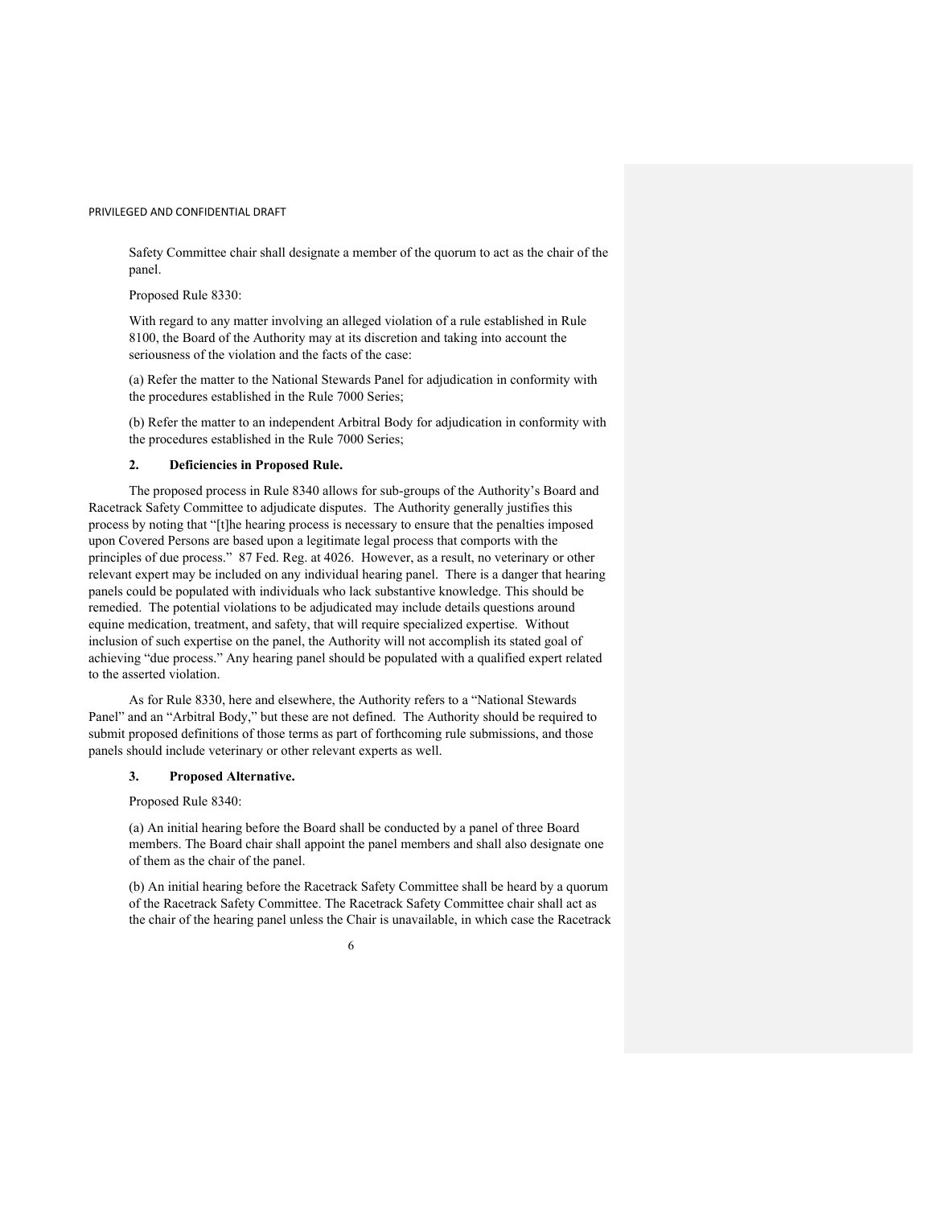Safety Committee chair shall designate a member of the quorum to act as the chair of the panel.

Proposed Rule 8330:

With regard to any matter involving an alleged violation of a rule established in Rule 8100, the Board of the Authority may at its discretion and taking into account the seriousness of the violation and the facts of the case:

(a) Refer the matter to the National Stewards Panel for adjudication in conformity with the procedures established in the Rule 7000 Series;

(b) Refer the matter to an independent Arbitral Body for adjudication in conformity with the procedures established in the Rule 7000 Series;

**2. Deficiencies in Proposed Rule.**

The proposed process in Rule 8340 allows for sub-groups of the Authority's Board and Racetrack Safety Committee to adjudicate disputes. The Authority generally justifies this process by noting that "[t]he hearing process is necessary to ensure that the penalties imposed upon Covered Persons are based upon a legitimate legal process that comports with the principles of due process." 87 Fed. Reg. at 4026. However, as a result, no veterinary or other relevant expert may be included on any individual hearing panel. There is a danger that hearing panels could be populated with individuals who lack substantive knowledge. This should be remedied. The potential violations to be adjudicated may include details questions around equine medication, treatment, and safety, that will require specialized expertise. Without inclusion of such expertise on the panel, the Authority will not accomplish its stated goal of achieving "due process." Any hearing panel should be populated with a qualified expert related to the asserted violation.

As for Rule 8330, here and elsewhere, the Authority refers to a "National Stewards Panel" and an "Arbitral Body," but these are not defined. The Authority should be required to submit proposed definitions of those terms as part of forthcoming rule submissions, and those panels should include veterinary or other relevant experts as well.

**3. Proposed Alternative.**

Proposed Rule 8340:

(a) An initial hearing before the Board shall be conducted by a panel of three Board members. The Board chair shall appoint the panel members and shall also designate one of them as the chair of the panel.

(b) An initial hearing before the Racetrack Safety Committee shall be heard by a quorum of the Racetrack Safety Committee. The Racetrack Safety Committee chair shall act as the chair of the hearing panel unless the Chair is unavailable, in which case the Racetrack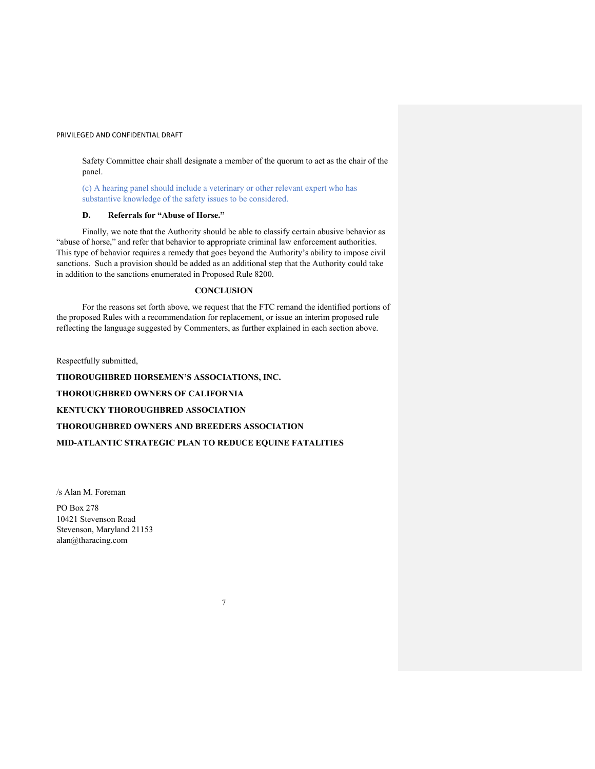Safety Committee chair shall designate a member of the quorum to act as the chair of the panel.

(c) A hearing panel should include a veterinary or other relevant expert who has substantive knowledge of the safety issues to be considered.

### D. Referrals for "Abuse of Horse."

Finally, we note that the Authority should be able to classify certain abusive behavior as "abuse of horse," and refer that behavior to appropriate criminal law enforcement authorities. This type of behavior requires a remedy that goes beyond the Authority's ability to impose civil sanctions. Such a provision should be added as an additional step that the Authority could take in addition to the sanctions enumerated in Proposed Rule 8200.

## CONCLUSION

For the reasons set forth above, we request that the FTC remand the identified portions of the proposed Rules with a recommendation for replacement, or issue an interim proposed rule reflecting the language suggested by Commenters, as further explained in each section above.

Respectfully submitted,

**THOROUGHBRED HORSEMEN'S ASSOCIATIONS, INC.**

**THOROUGHBRED OWNERS OF CALIFORNIA**

**KENTUCKY THOROUGHBRED ASSOCIATION**

**THOROUGHBRED OWNERS AND BREEDERS ASSOCIATION**

**MID-ATLANTIC STRATEGIC PLAN TO REDUCE EQUINE FATALITIES**

/s Alan M. Foreman

PO Box 278
10421 Stevenson Road
Stevenson, Maryland 21153
alan@tharacing.com